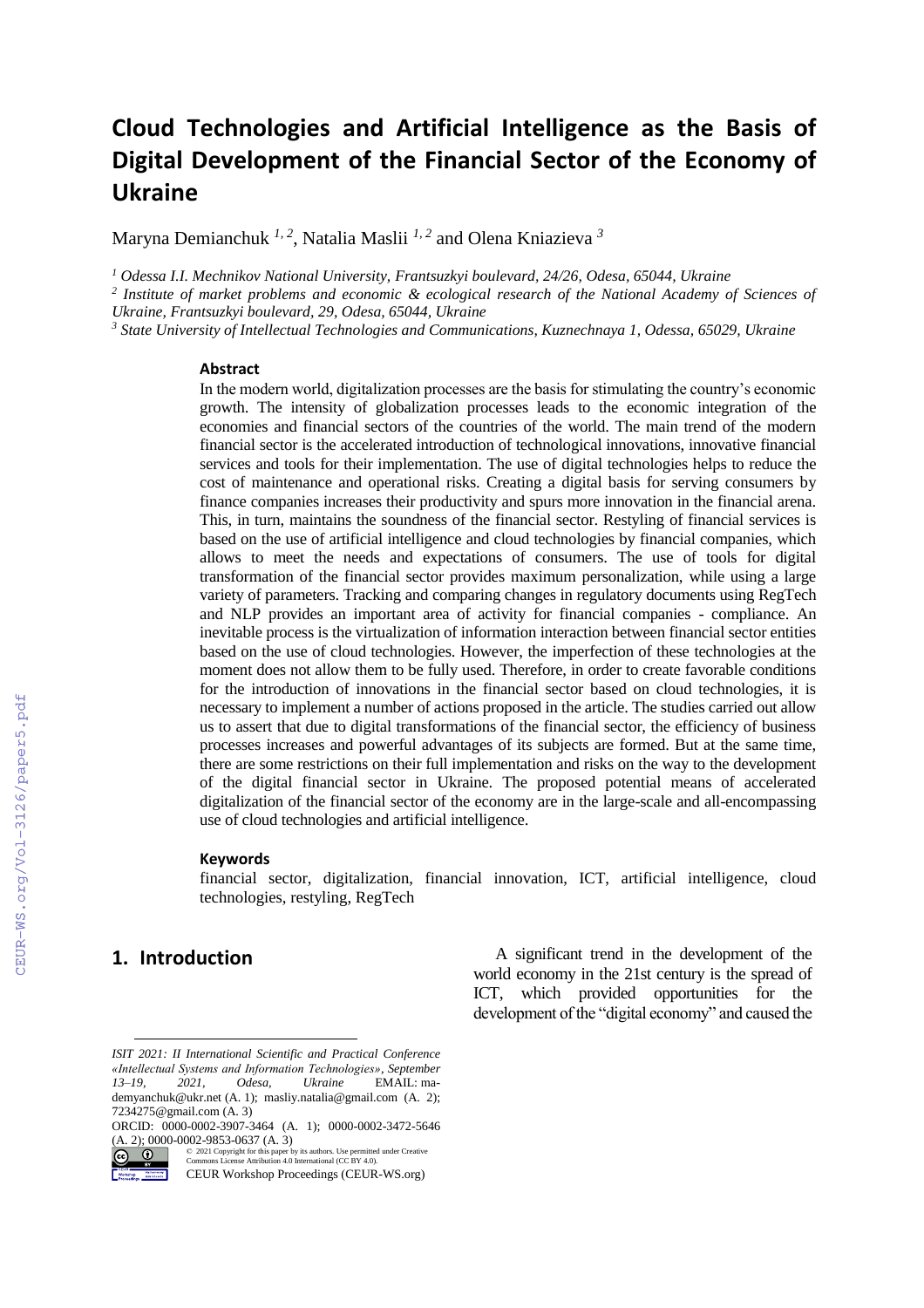# Cloud Technologies and Artificial Intelligence as the Basis of Digital Development of the Financial Sector of the Economy of Ukraine

Maryna Demianchuk [1, 2], Natalia Maslii [1, 2] and Olena Kniazieva [3]

[1] *Odessa I.I. Mechnikov National University, Frantsuzkyi boulevard, 24/26, Odesa, 65044, Ukraine*

[2] *Institute of market problems and economic & ecological research of the National Academy of Sciences of Ukraine, Frantsuzkyi boulevard, 29, Odesa, 65044, Ukraine*

[3] *State University of Intellectual Technologies and Communications, Kuznechnaya 1, Odessa, 65029, Ukraine*

### Abstract

In the modern world, digitalization processes are the basis for stimulating the country's economic growth. The intensity of globalization processes leads to the economic integration of the economies and financial sectors of the countries of the world. The main trend of the modern financial sector is the accelerated introduction of technological innovations, innovative financial services and tools for their implementation. The use of digital technologies helps to reduce the cost of maintenance and operational risks. Creating a digital basis for serving consumers by finance companies increases their productivity and spurs more innovation in the financial arena. This, in turn, maintains the soundness of the financial sector. Restyling of financial services is based on the use of artificial intelligence and cloud technologies by financial companies, which allows to meet the needs and expectations of consumers. The use of tools for digital transformation of the financial sector provides maximum personalization, while using a large variety of parameters. Tracking and comparing changes in regulatory documents using RegTech and NLP provides an important area of activity for financial companies - compliance. An inevitable process is the virtualization of information interaction between financial sector entities based on the use of cloud technologies. However, the imperfection of these technologies at the moment does not allow them to be fully used. Therefore, in order to create favorable conditions for the introduction of innovations in the financial sector based on cloud technologies, it is necessary to implement a number of actions proposed in the article. The studies carried out allow us to assert that due to digital transformations of the financial sector, the efficiency of business processes increases and powerful advantages of its subjects are formed. But at the same time, there are some restrictions on their full implementation and risks on the way to the development of the digital financial sector in Ukraine. The proposed potential means of accelerated digitalization of the financial sector of the economy are in the large-scale and all-encompassing use of cloud technologies and artificial intelligence.

### Keywords

financial sector, digitalization, financial innovation, ICT, artificial intelligence, cloud technologies, restyling, RegTech

## 1. Introduction

A significant trend in the development of the world economy in the 21st century is the spread of ICT, which provided opportunities for the development of the "digital economy" and caused the

*ISIT 2021: II International Scientific and Practical Conference «Intellectual Systems and Information Technologies», September 13–19, 2021, Odesa, Ukraine* EMAIL: ma-demyanchuk@ukr.net (A. 1); masliy.natalia@gmail.com (A. 2); 7234275@gmail.com (A. 3)
ORCID: 0000-0002-3907-3464 (A. 1); 0000-0002-3472-5646 (A. 2); 0000-0002-9853-0637 (A. 3)
© 2021 Copyright for this paper by its authors. Use permitted under Creative Commons License Attribution 4.0 International (CC BY 4.0).
CEUR Workshop Proceedings (CEUR-WS.org)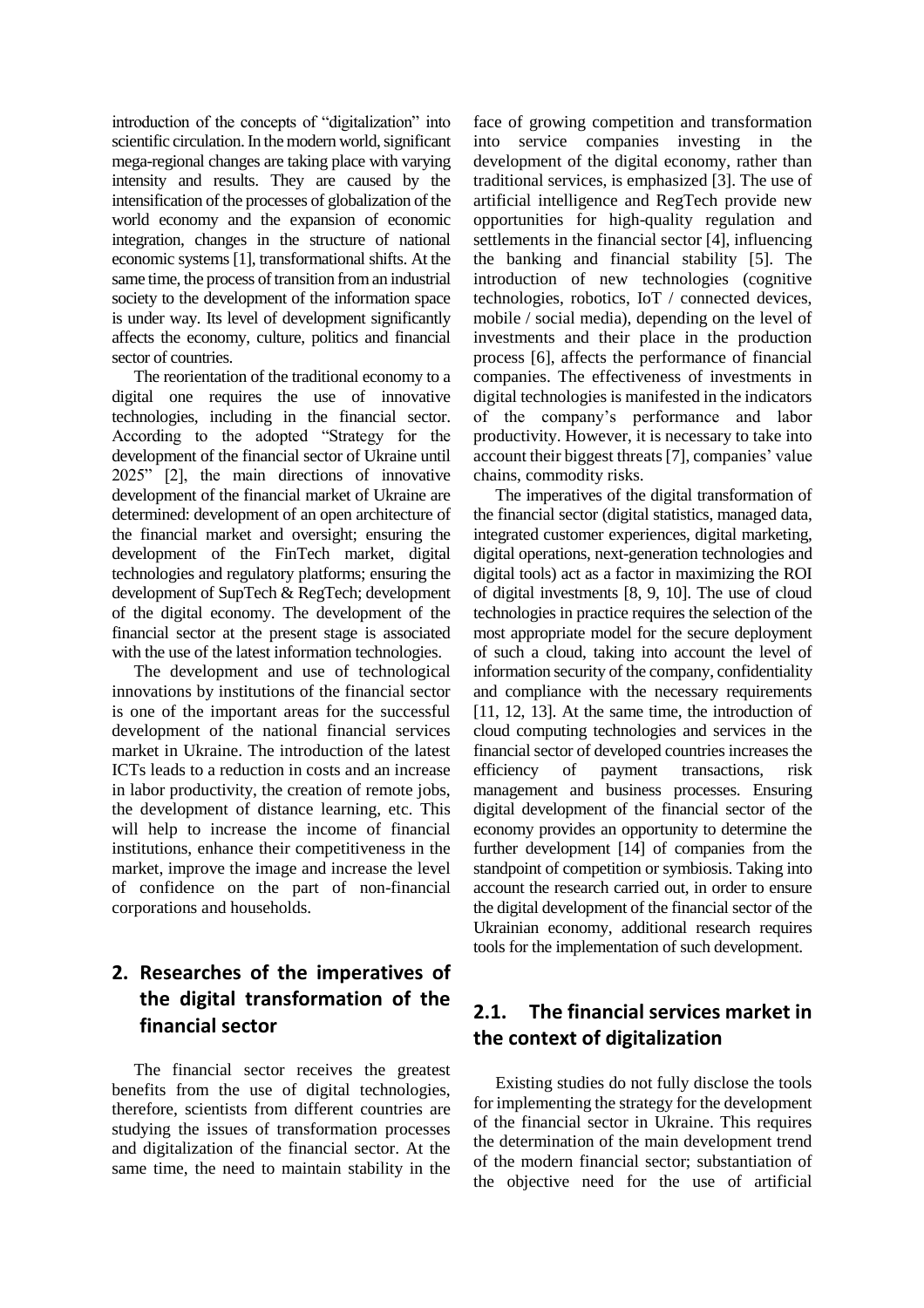introduction of the concepts of "digitalization" into scientific circulation. In the modern world, significant mega-regional changes are taking place with varying intensity and results. They are caused by the intensification of the processes of globalization of the world economy and the expansion of economic integration, changes in the structure of national economic systems [1], transformational shifts. At the same time, the process of transition from an industrial society to the development of the information space is under way. Its level of development significantly affects the economy, culture, politics and financial sector of countries.

The reorientation of the traditional economy to a digital one requires the use of innovative technologies, including in the financial sector. According to the adopted "Strategy for the development of the financial sector of Ukraine until 2025" [2], the main directions of innovative development of the financial market of Ukraine are determined: development of an open architecture of the financial market and oversight; ensuring the development of the FinTech market, digital technologies and regulatory platforms; ensuring the development of SupTech & RegTech; development of the digital economy. The development of the financial sector at the present stage is associated with the use of the latest information technologies.

The development and use of technological innovations by institutions of the financial sector is one of the important areas for the successful development of the national financial services market in Ukraine. The introduction of the latest ICTs leads to a reduction in costs and an increase in labor productivity, the creation of remote jobs, the development of distance learning, etc. This will help to increase the income of financial institutions, enhance their competitiveness in the market, improve the image and increase the level of confidence on the part of non-financial corporations and households.

## 2. Researches of the imperatives of the digital transformation of the financial sector

The financial sector receives the greatest benefits from the use of digital technologies, therefore, scientists from different countries are studying the issues of transformation processes and digitalization of the financial sector. At the same time, the need to maintain stability in the face of growing competition and transformation into service companies investing in the development of the digital economy, rather than traditional services, is emphasized [3]. The use of artificial intelligence and RegTech provide new opportunities for high-quality regulation and settlements in the financial sector [4], influencing the banking and financial stability [5]. The introduction of new technologies (cognitive technologies, robotics, IoT / connected devices, mobile / social media), depending on the level of investments and their place in the production process [6], affects the performance of financial companies. The effectiveness of investments in digital technologies is manifested in the indicators of the company's performance and labor productivity. However, it is necessary to take into account their biggest threats [7], companies' value chains, commodity risks.

The imperatives of the digital transformation of the financial sector (digital statistics, managed data, integrated customer experiences, digital marketing, digital operations, next-generation technologies and digital tools) act as a factor in maximizing the ROI of digital investments [8, 9, 10]. The use of cloud technologies in practice requires the selection of the most appropriate model for the secure deployment of such a cloud, taking into account the level of information security of the company, confidentiality and compliance with the necessary requirements [11, 12, 13]. At the same time, the introduction of cloud computing technologies and services in the financial sector of developed countries increases the efficiency of payment transactions, risk management and business processes. Ensuring digital development of the financial sector of the economy provides an opportunity to determine the further development [14] of companies from the standpoint of competition or symbiosis. Taking into account the research carried out, in order to ensure the digital development of the financial sector of the Ukrainian economy, additional research requires tools for the implementation of such development.

### 2.1. The financial services market in the context of digitalization

Existing studies do not fully disclose the tools for implementing the strategy for the development of the financial sector in Ukraine. This requires the determination of the main development trend of the modern financial sector; substantiation of the objective need for the use of artificial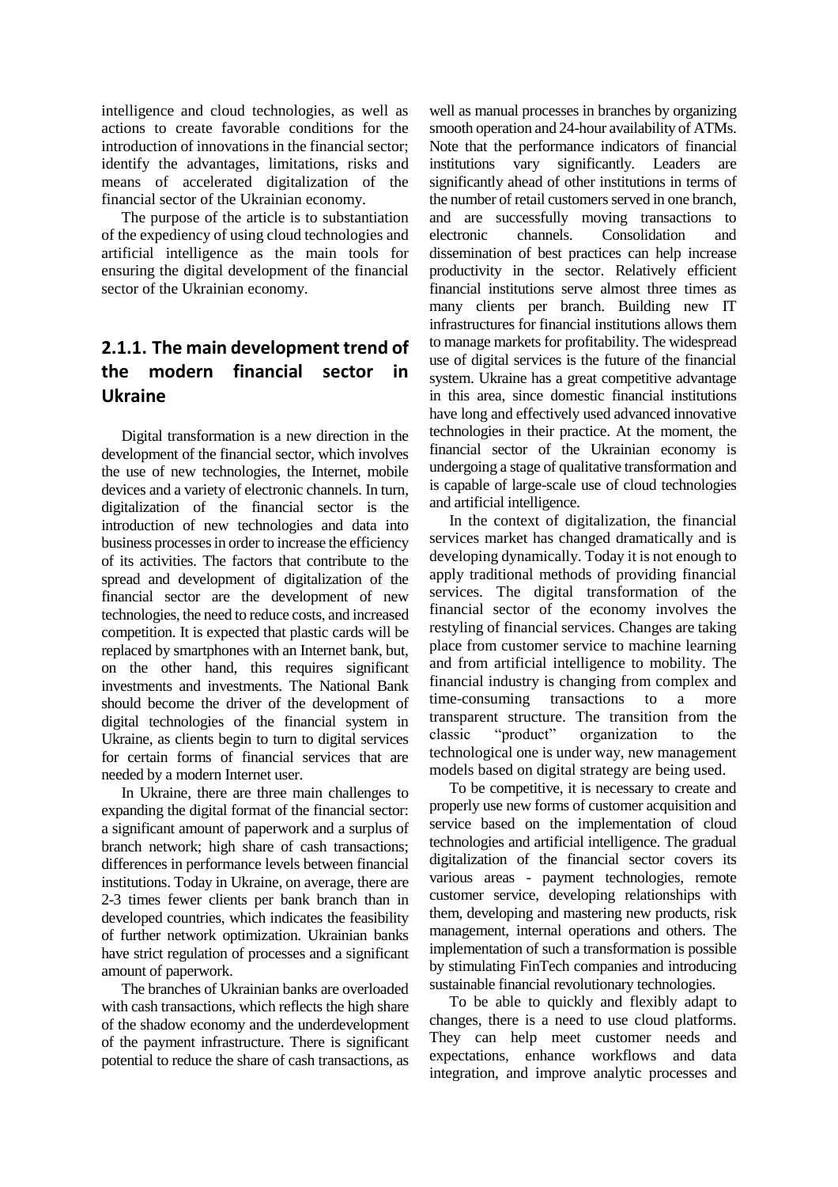intelligence and cloud technologies, as well as actions to create favorable conditions for the introduction of innovations in the financial sector; identify the advantages, limitations, risks and means of accelerated digitalization of the financial sector of the Ukrainian economy.

The purpose of the article is to substantiation of the expediency of using cloud technologies and artificial intelligence as the main tools for ensuring the digital development of the financial sector of the Ukrainian economy.

## 2.1.1. The main development trend of the modern financial sector in Ukraine

Digital transformation is a new direction in the development of the financial sector, which involves the use of new technologies, the Internet, mobile devices and a variety of electronic channels. In turn, digitalization of the financial sector is the introduction of new technologies and data into business processes in order to increase the efficiency of its activities. The factors that contribute to the spread and development of digitalization of the financial sector are the development of new technologies, the need to reduce costs, and increased competition. It is expected that plastic cards will be replaced by smartphones with an Internet bank, but, on the other hand, this requires significant investments and investments. The National Bank should become the driver of the development of digital technologies of the financial system in Ukraine, as clients begin to turn to digital services for certain forms of financial services that are needed by a modern Internet user.

In Ukraine, there are three main challenges to expanding the digital format of the financial sector: a significant amount of paperwork and a surplus of branch network; high share of cash transactions; differences in performance levels between financial institutions. Today in Ukraine, on average, there are 2-3 times fewer clients per bank branch than in developed countries, which indicates the feasibility of further network optimization. Ukrainian banks have strict regulation of processes and a significant amount of paperwork.

The branches of Ukrainian banks are overloaded with cash transactions, which reflects the high share of the shadow economy and the underdevelopment of the payment infrastructure. There is significant potential to reduce the share of cash transactions, as well as manual processes in branches by organizing smooth operation and 24-hour availability of ATMs. Note that the performance indicators of financial institutions vary significantly. Leaders are significantly ahead of other institutions in terms of the number of retail customers served in one branch, and are successfully moving transactions to electronic channels. Consolidation and dissemination of best practices can help increase productivity in the sector. Relatively efficient financial institutions serve almost three times as many clients per branch. Building new IT infrastructures for financial institutions allows them to manage markets for profitability. The widespread use of digital services is the future of the financial system. Ukraine has a great competitive advantage in this area, since domestic financial institutions have long and effectively used advanced innovative technologies in their practice. At the moment, the financial sector of the Ukrainian economy is undergoing a stage of qualitative transformation and is capable of large-scale use of cloud technologies and artificial intelligence.

In the context of digitalization, the financial services market has changed dramatically and is developing dynamically. Today it is not enough to apply traditional methods of providing financial services. The digital transformation of the financial sector of the economy involves the restyling of financial services. Changes are taking place from customer service to machine learning and from artificial intelligence to mobility. The financial industry is changing from complex and time-consuming transactions to a more transparent structure. The transition from the classic "product" organization to the technological one is under way, new management models based on digital strategy are being used.

To be competitive, it is necessary to create and properly use new forms of customer acquisition and service based on the implementation of cloud technologies and artificial intelligence. The gradual digitalization of the financial sector covers its various areas - payment technologies, remote customer service, developing relationships with them, developing and mastering new products, risk management, internal operations and others. The implementation of such a transformation is possible by stimulating FinTech companies and introducing sustainable financial revolutionary technologies.

To be able to quickly and flexibly adapt to changes, there is a need to use cloud platforms. They can help meet customer needs and expectations, enhance workflows and data integration, and improve analytic processes and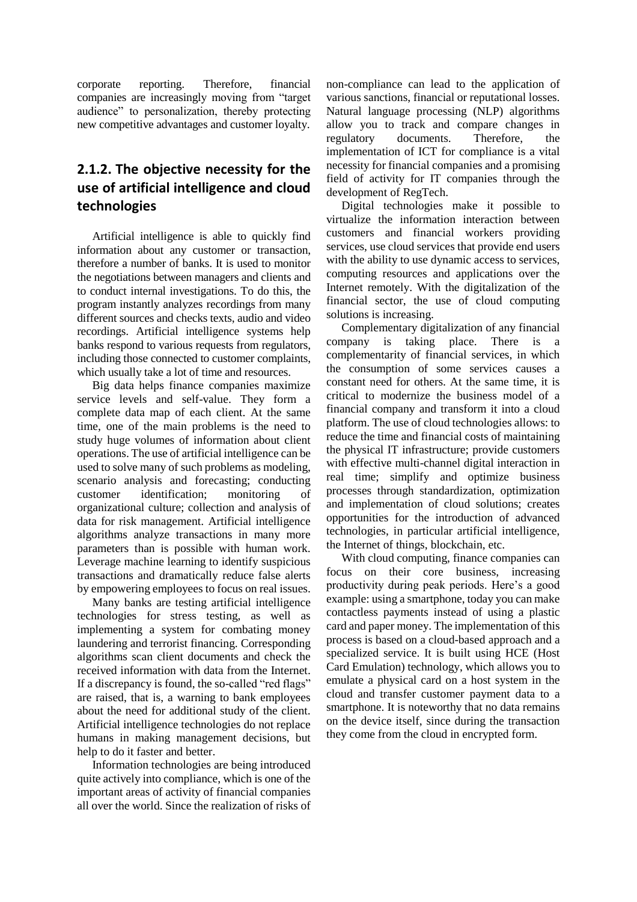corporate reporting. Therefore, financial companies are increasingly moving from "target audience" to personalization, thereby protecting new competitive advantages and customer loyalty.

### 2.1.2. The objective necessity for the use of artificial intelligence and cloud technologies

Artificial intelligence is able to quickly find information about any customer or transaction, therefore a number of banks. It is used to monitor the negotiations between managers and clients and to conduct internal investigations. To do this, the program instantly analyzes recordings from many different sources and checks texts, audio and video recordings. Artificial intelligence systems help banks respond to various requests from regulators, including those connected to customer complaints, which usually take a lot of time and resources.

Big data helps finance companies maximize service levels and self-value. They form a complete data map of each client. At the same time, one of the main problems is the need to study huge volumes of information about client operations. The use of artificial intelligence can be used to solve many of such problems as modeling, scenario analysis and forecasting; conducting customer identification; monitoring of organizational culture; collection and analysis of data for risk management. Artificial intelligence algorithms analyze transactions in many more parameters than is possible with human work. Leverage machine learning to identify suspicious transactions and dramatically reduce false alerts by empowering employees to focus on real issues.

Many banks are testing artificial intelligence technologies for stress testing, as well as implementing a system for combating money laundering and terrorist financing. Corresponding algorithms scan client documents and check the received information with data from the Internet. If a discrepancy is found, the so-called "red flags" are raised, that is, a warning to bank employees about the need for additional study of the client. Artificial intelligence technologies do not replace humans in making management decisions, but help to do it faster and better.

Information technologies are being introduced quite actively into compliance, which is one of the important areas of activity of financial companies all over the world. Since the realization of risks of non-compliance can lead to the application of various sanctions, financial or reputational losses. Natural language processing (NLP) algorithms allow you to track and compare changes in regulatory documents. Therefore, the implementation of ICT for compliance is a vital necessity for financial companies and a promising field of activity for IT companies through the development of RegTech.

Digital technologies make it possible to virtualize the information interaction between customers and financial workers providing services, use cloud services that provide end users with the ability to use dynamic access to services, computing resources and applications over the Internet remotely. With the digitalization of the financial sector, the use of cloud computing solutions is increasing.

Complementary digitalization of any financial company is taking place. There is a complementarity of financial services, in which the consumption of some services causes a constant need for others. At the same time, it is critical to modernize the business model of a financial company and transform it into a cloud platform. The use of cloud technologies allows: to reduce the time and financial costs of maintaining the physical IT infrastructure; provide customers with effective multi-channel digital interaction in real time; simplify and optimize business processes through standardization, optimization and implementation of cloud solutions; creates opportunities for the introduction of advanced technologies, in particular artificial intelligence, the Internet of things, blockchain, etc.

With cloud computing, finance companies can focus on their core business, increasing productivity during peak periods. Here's a good example: using a smartphone, today you can make contactless payments instead of using a plastic card and paper money. The implementation of this process is based on a cloud-based approach and a specialized service. It is built using HCE (Host Card Emulation) technology, which allows you to emulate a physical card on a host system in the cloud and transfer customer payment data to a smartphone. It is noteworthy that no data remains on the device itself, since during the transaction they come from the cloud in encrypted form.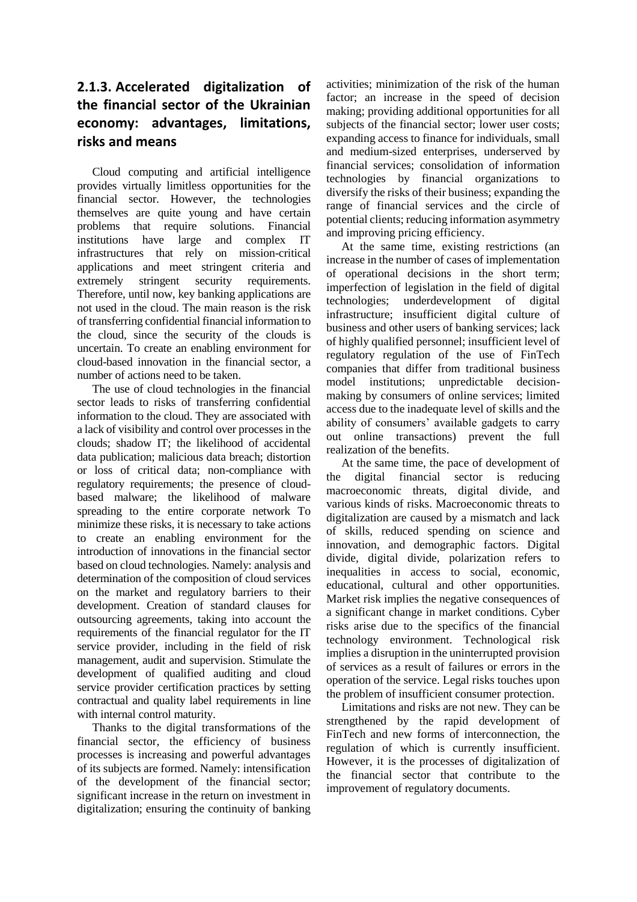### 2.1.3. Accelerated digitalization of the financial sector of the Ukrainian economy: advantages, limitations, risks and means

Cloud computing and artificial intelligence provides virtually limitless opportunities for the financial sector. However, the technologies themselves are quite young and have certain problems that require solutions. Financial institutions have large and complex IT infrastructures that rely on mission-critical applications and meet stringent criteria and extremely stringent security requirements. Therefore, until now, key banking applications are not used in the cloud. The main reason is the risk of transferring confidential financial information to the cloud, since the security of the clouds is uncertain. To create an enabling environment for cloud-based innovation in the financial sector, a number of actions need to be taken.

The use of cloud technologies in the financial sector leads to risks of transferring confidential information to the cloud. They are associated with a lack of visibility and control over processes in the clouds; shadow IT; the likelihood of accidental data publication; malicious data breach; distortion or loss of critical data; non-compliance with regulatory requirements; the presence of cloud-based malware; the likelihood of malware spreading to the entire corporate network To minimize these risks, it is necessary to take actions to create an enabling environment for the introduction of innovations in the financial sector based on cloud technologies. Namely: analysis and determination of the composition of cloud services on the market and regulatory barriers to their development. Creation of standard clauses for outsourcing agreements, taking into account the requirements of the financial regulator for the IT service provider, including in the field of risk management, audit and supervision. Stimulate the development of qualified auditing and cloud service provider certification practices by setting contractual and quality label requirements in line with internal control maturity.

Thanks to the digital transformations of the financial sector, the efficiency of business processes is increasing and powerful advantages of its subjects are formed. Namely: intensification of the development of the financial sector; significant increase in the return on investment in digitalization; ensuring the continuity of banking activities; minimization of the risk of the human factor; an increase in the speed of decision making; providing additional opportunities for all subjects of the financial sector; lower user costs; expanding access to finance for individuals, small and medium-sized enterprises, underserved by financial services; consolidation of information technologies by financial organizations to diversify the risks of their business; expanding the range of financial services and the circle of potential clients; reducing information asymmetry and improving pricing efficiency.

At the same time, existing restrictions (an increase in the number of cases of implementation of operational decisions in the short term; imperfection of legislation in the field of digital technologies; underdevelopment of digital infrastructure; insufficient digital culture of business and other users of banking services; lack of highly qualified personnel; insufficient level of regulatory regulation of the use of FinTech companies that differ from traditional business model institutions; unpredictable decision-making by consumers of online services; limited access due to the inadequate level of skills and the ability of consumers' available gadgets to carry out online transactions) prevent the full realization of the benefits.

At the same time, the pace of development of the digital financial sector is reducing macroeconomic threats, digital divide, and various kinds of risks. Macroeconomic threats to digitalization are caused by a mismatch and lack of skills, reduced spending on science and innovation, and demographic factors. Digital divide, digital divide, polarization refers to inequalities in access to social, economic, educational, cultural and other opportunities. Market risk implies the negative consequences of a significant change in market conditions. Cyber risks arise due to the specifics of the financial technology environment. Technological risk implies a disruption in the uninterrupted provision of services as a result of failures or errors in the operation of the service. Legal risks touches upon the problem of insufficient consumer protection.

Limitations and risks are not new. They can be strengthened by the rapid development of FinTech and new forms of interconnection, the regulation of which is currently insufficient. However, it is the processes of digitalization of the financial sector that contribute to the improvement of regulatory documents.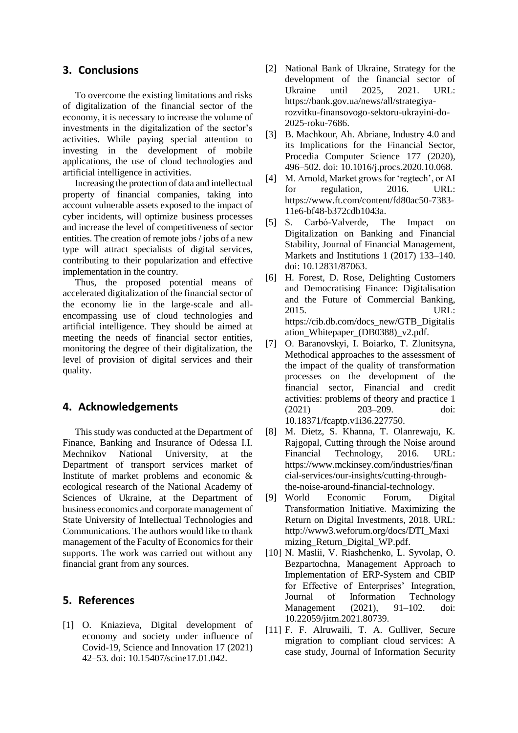## 3. Conclusions

To overcome the existing limitations and risks of digitalization of the financial sector of the economy, it is necessary to increase the volume of investments in the digitalization of the sector's activities. While paying special attention to investing in the development of mobile applications, the use of cloud technologies and artificial intelligence in activities.

Increasing the protection of data and intellectual property of financial companies, taking into account vulnerable assets exposed to the impact of cyber incidents, will optimize business processes and increase the level of competitiveness of sector entities. The creation of remote jobs / jobs of a new type will attract specialists of digital services, contributing to their popularization and effective implementation in the country.

Thus, the proposed potential means of accelerated digitalization of the financial sector of the economy lie in the large-scale and all-encompassing use of cloud technologies and artificial intelligence. They should be aimed at meeting the needs of financial sector entities, monitoring the degree of their digitalization, the level of provision of digital services and their quality.

## 4. Acknowledgements

This study was conducted at the Department of Finance, Banking and Insurance of Odessa I.I. Mechnikov National University, at the Department of transport services market of Institute of market problems and economic & ecological research of the National Academy of Sciences of Ukraine, at the Department of business economics and corporate management of State University of Intellectual Technologies and Communications. The authors would like to thank management of the Faculty of Economics for their supports. The work was carried out without any financial grant from any sources.

## 5. References

[1] O. Kniazieva, Digital development of economy and society under influence of Covid-19, Science and Innovation 17 (2021) 42–53. doi: 10.15407/scine17.01.042.

[2] National Bank of Ukraine, Strategy for the development of the financial sector of Ukraine until 2025, 2021. URL: https://bank.gov.ua/news/all/strategiya-rozvitku-finansovogo-sektoru-ukrayini-do-2025-roku-7686.

[3] B. Machkour, Ah. Abriane, Industry 4.0 and its Implications for the Financial Sector, Procedia Computer Science 177 (2020), 496–502. doi: 10.1016/j.procs.2020.10.068.

[4] M. Arnold, Market grows for 'regtech', or AI for regulation, 2016. URL: https://www.ft.com/content/fd80ac50-7383-11e6-bf48-b372cdb1043a.

[5] S. Carbó-Valverde, The Impact on Digitalization on Banking and Financial Stability, Journal of Financial Management, Markets and Institutions 1 (2017) 133–140. doi: 10.12831/87063.

[6] H. Forest, D. Rose, Delighting Customers and Democratising Finance: Digitalisation and the Future of Commercial Banking, 2015. URL: https://cib.db.com/docs_new/GTB_Digitalisation_Whitepaper_(DB0388)_v2.pdf.

[7] O. Baranovskyi, I. Boiarko, T. Zlunitsyna, Methodical approaches to the assessment of the impact of the quality of transformation processes on the development of the financial sector, Financial and credit activities: problems of theory and practice 1 (2021) 203–209. doi: 10.18371/fcaptp.v1i36.227750.

[8] M. Dietz, S. Khanna, T. Olanrewaju, K. Rajgopal, Cutting through the Noise around Financial Technology, 2016. URL: https://www.mckinsey.com/industries/financial-services/our-insights/cutting-through-the-noise-around-financial-technology.

[9] World Economic Forum, Digital Transformation Initiative. Maximizing the Return on Digital Investments, 2018. URL: http://www3.weforum.org/docs/DTI_Maximizing_Return_Digital_WP.pdf.

[10] N. Maslii, V. Riashchenko, L. Syvolap, O. Bezpartochna, Management Approach to Implementation of ERP-System and CBIP for Effective of Enterprises' Integration, Journal of Information Technology Management (2021), 91–102. doi: 10.22059/jitm.2021.80739.

[11] F. F. Alruwaili, T. A. Gulliver, Secure migration to compliant cloud services: A case study, Journal of Information Security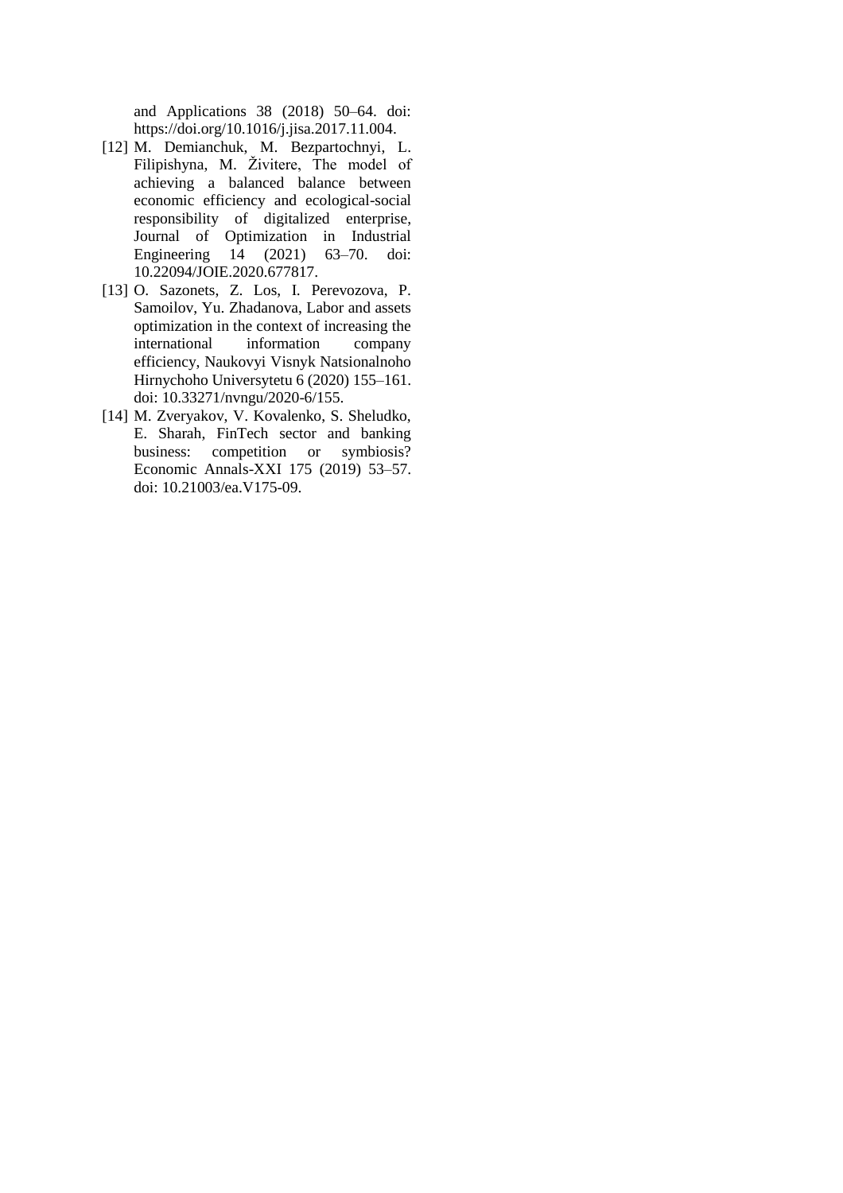and Applications 38 (2018) 50–64. doi: https://doi.org/10.1016/j.jisa.2017.11.004.

[12] M. Demianchuk, M. Bezpartochnyi, L. Filipishyna, M. Živitere, The model of achieving a balanced balance between economic efficiency and ecological-social responsibility of digitalized enterprise, Journal of Optimization in Industrial Engineering 14 (2021) 63–70. doi: 10.22094/JOIE.2020.677817.

[13] O. Sazonets, Z. Los, I. Perevozova, P. Samoilov, Yu. Zhadanova, Labor and assets optimization in the context of increasing the international information company efficiency, Naukovyi Visnyk Natsionalnoho Hirnychoho Universytetu 6 (2020) 155–161. doi: 10.33271/nvngu/2020-6/155.

[14] M. Zveryakov, V. Kovalenko, S. Sheludko, E. Sharah, FinTech sector and banking business: competition or symbiosis? Economic Annals-XXI 175 (2019) 53–57. doi: 10.21003/ea.V175-09.